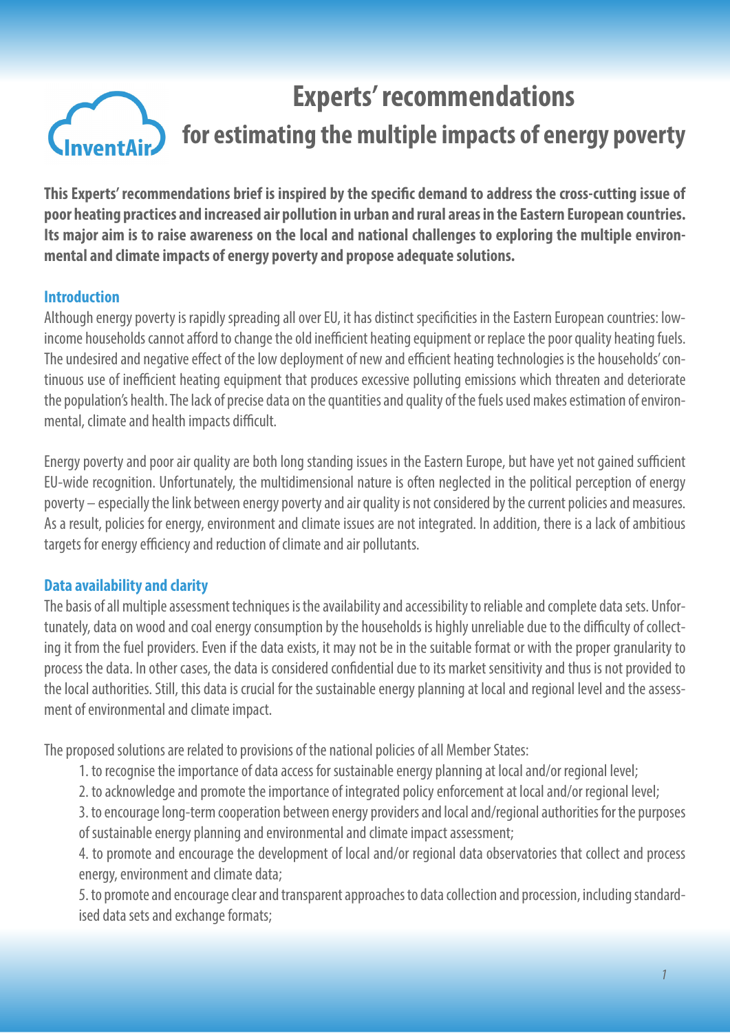# Experts' recommendations for estimating the multiple impacts of energy poverty

**This Experts' recommendations brief is inspired by the specific demand to address the cross-cutting issue of poor heating practices and increased air pollution in urban and rural areas in the Eastern European countries. Its major aim is to raise awareness on the local and national challenges to exploring the multiple environmental and climate impacts of energy poverty and propose adequate solutions.**

## Introduction

Although energy poverty is rapidly spreading all over EU, it has distinct specificities in the Eastern European countries: low-income households cannot afford to change the old inefficient heating equipment or replace the poor quality heating fuels. The undesired and negative effect of the low deployment of new and efficient heating technologies is the households' continuous use of inefficient heating equipment that produces excessive polluting emissions which threaten and deteriorate the population's health. The lack of precise data on the quantities and quality of the fuels used makes estimation of environmental, climate and health impacts difficult.

Energy poverty and poor air quality are both long standing issues in the Eastern Europe, but have yet not gained sufficient EU-wide recognition. Unfortunately, the multidimensional nature is often neglected in the political perception of energy poverty – especially the link between energy poverty and air quality is not considered by the current policies and measures. As a result, policies for energy, environment and climate issues are not integrated. In addition, there is a lack of ambitious targets for energy efficiency and reduction of climate and air pollutants.

## Data availability and clarity

The basis of all multiple assessment techniques is the availability and accessibility to reliable and complete data sets. Unfortunately, data on wood and coal energy consumption by the households is highly unreliable due to the difficulty of collecting it from the fuel providers. Even if the data exists, it may not be in the suitable format or with the proper granularity to process the data. In other cases, the data is considered confidential due to its market sensitivity and thus is not provided to the local authorities. Still, this data is crucial for the sustainable energy planning at local and regional level and the assessment of environmental and climate impact.

The proposed solutions are related to provisions of the national policies of all Member States:

1. to recognise the importance of data access for sustainable energy planning at local and/or regional level;
2. to acknowledge and promote the importance of integrated policy enforcement at local and/or regional level;
3. to encourage long-term cooperation between energy providers and local and/regional authorities for the purposes of sustainable energy planning and environmental and climate impact assessment;
4. to promote and encourage the development of local and/or regional data observatories that collect and process energy, environment and climate data;
5. to promote and encourage clear and transparent approaches to data collection and procession, including standardised data sets and exchange formats;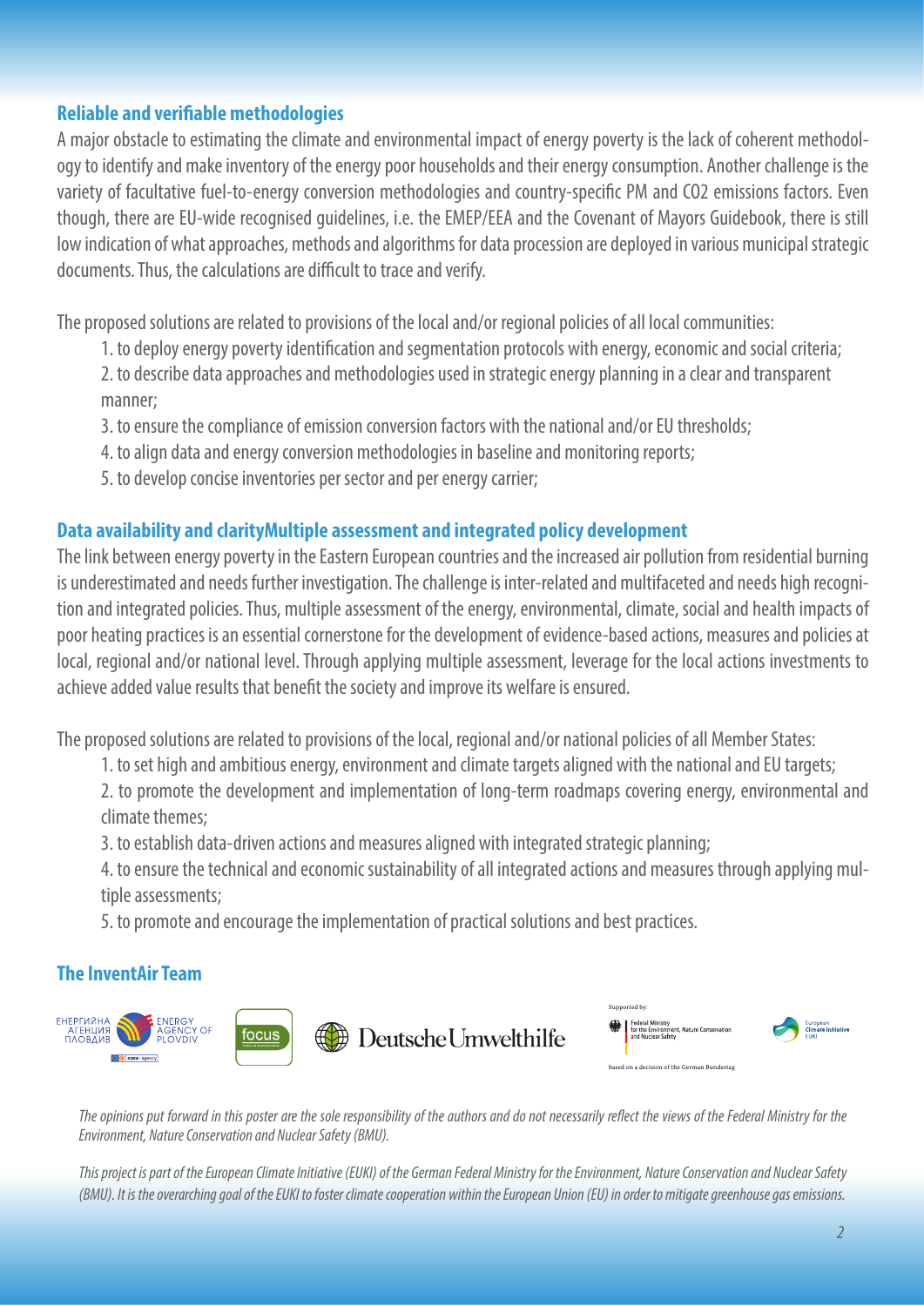### Reliable and verifiable methodologies

A major obstacle to estimating the climate and environmental impact of energy poverty is the lack of coherent methodology to identify and make inventory of the energy poor households and their energy consumption. Another challenge is the variety of facultative fuel-to-energy conversion methodologies and country-specific PM and CO2 emissions factors. Even though, there are EU-wide recognised guidelines, i.e. the EMEP/EEA and the Covenant of Mayors Guidebook, there is still low indication of what approaches, methods and algorithms for data procession are deployed in various municipal strategic documents. Thus, the calculations are difficult to trace and verify.

The proposed solutions are related to provisions of the local and/or regional policies of all local communities:

1. to deploy energy poverty identification and segmentation protocols with energy, economic and social criteria;
2. to describe data approaches and methodologies used in strategic energy planning in a clear and transparent manner;
3. to ensure the compliance of emission conversion factors with the national and/or EU thresholds;
4. to align data and energy conversion methodologies in baseline and monitoring reports;
5. to develop concise inventories per sector and per energy carrier;

### Data availability and clarityMultiple assessment and integrated policy development

The link between energy poverty in the Eastern European countries and the increased air pollution from residential burning is underestimated and needs further investigation. The challenge is inter-related and multifaceted and needs high recognition and integrated policies. Thus, multiple assessment of the energy, environmental, climate, social and health impacts of poor heating practices is an essential cornerstone for the development of evidence-based actions, measures and policies at local, regional and/or national level. Through applying multiple assessment, leverage for the local actions investments to achieve added value results that benefit the society and improve its welfare is ensured.

The proposed solutions are related to provisions of the local, regional and/or national policies of all Member States:

1. to set high and ambitious energy, environment and climate targets aligned with the national and EU targets;
2. to promote the development and implementation of long-term roadmaps covering energy, environmental and climate themes;
3. to establish data-driven actions and measures aligned with integrated strategic planning;
4. to ensure the technical and economic sustainability of all integrated actions and measures through applying multiple assessments;
5. to promote and encourage the implementation of practical solutions and best practices.

### The InventAir Team

ЕНЕРГИЙНА АГЕНЦИЯ ПЛОВДИВ ENERGY AGENCY OF PLOVDIV

focus

Deutsche Umwelthilfe

Supported by:

Federal Ministry for the Environment, Nature Conservation and Nuclear Safety

based on a decision of the German Bundestag

European Climate Initiative EUKI

*The opinions put forward in this poster are the sole responsibility of the authors and do not necessarily reflect the views of the Federal Ministry for the Environment, Nature Conservation and Nuclear Safety (BMU).*

*This project is part of the European Climate Initiative (EUKI) of the German Federal Ministry for the Environment, Nature Conservation and Nuclear Safety (BMU). It is the overarching goal of the EUKI to foster climate cooperation within the European Union (EU) in order to mitigate greenhouse gas emissions.*